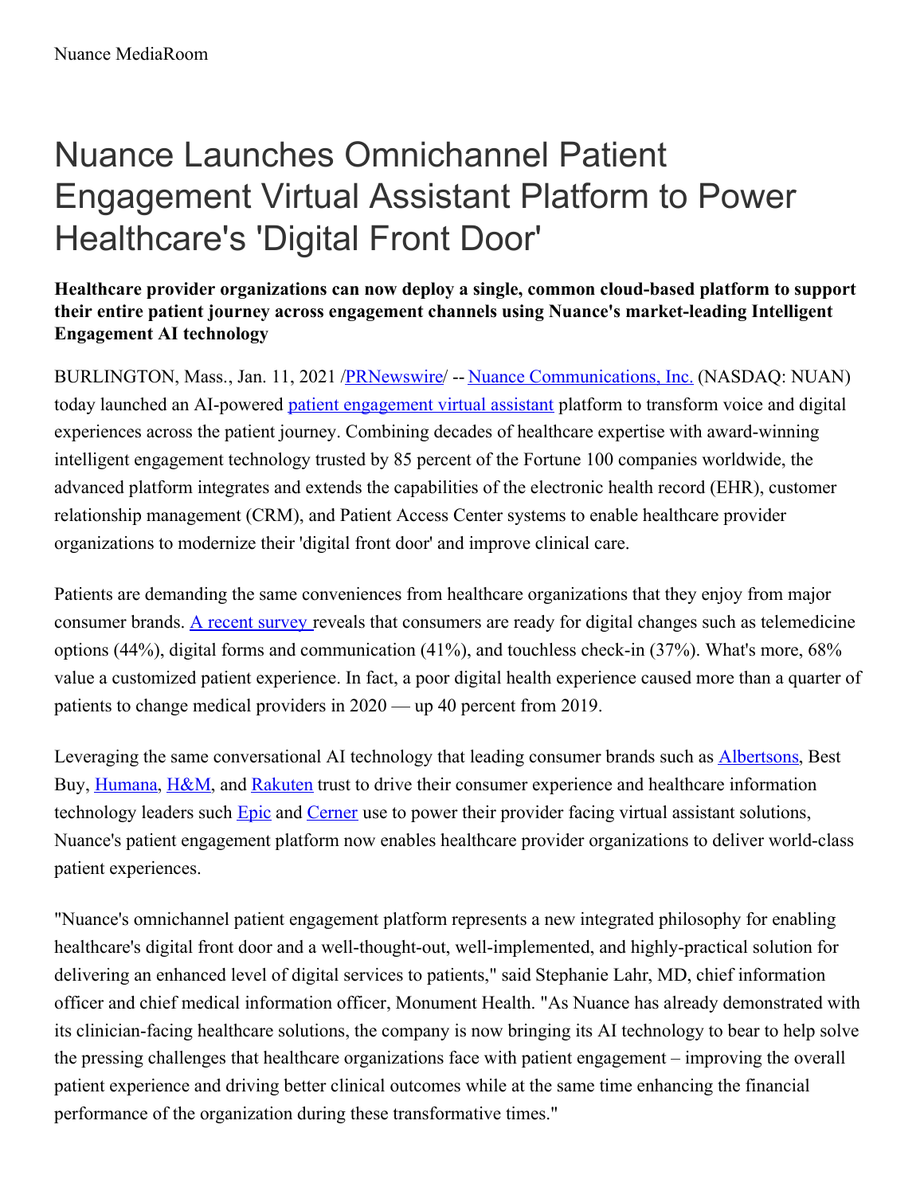Nuance MediaRoom

# Nuance Launches Omnichannel Patient Engagement Virtual Assistant Platform to Power Healthcare's 'Digital Front Door'

**Healthcare provider organizations can now deploy a single, common cloud-based platform to support their entire patient journey across engagement channels using Nuance's market-leading Intelligent Engagement AI technology**

BURLINGTON, Mass., Jan. 11, 2021 /PRNewswire/ -- Nuance Communications, Inc. (NASDAQ: NUAN) today launched an AI-powered patient engagement virtual assistant platform to transform voice and digital experiences across the patient journey. Combining decades of healthcare expertise with award-winning intelligent engagement technology trusted by 85 percent of the Fortune 100 companies worldwide, the advanced platform integrates and extends the capabilities of the electronic health record (EHR), customer relationship management (CRM), and Patient Access Center systems to enable healthcare provider organizations to modernize their 'digital front door' and improve clinical care.

Patients are demanding the same conveniences from healthcare organizations that they enjoy from major consumer brands. A recent survey reveals that consumers are ready for digital changes such as telemedicine options (44%), digital forms and communication (41%), and touchless check-in (37%). What's more, 68% value a customized patient experience. In fact, a poor digital health experience caused more than a quarter of patients to change medical providers in 2020 — up 40 percent from 2019.

Leveraging the same conversational AI technology that leading consumer brands such as Albertsons, Best Buy, Humana, H&M, and Rakuten trust to drive their consumer experience and healthcare information technology leaders such Epic and Cerner use to power their provider facing virtual assistant solutions, Nuance's patient engagement platform now enables healthcare provider organizations to deliver world-class patient experiences.

"Nuance's omnichannel patient engagement platform represents a new integrated philosophy for enabling healthcare's digital front door and a well-thought-out, well-implemented, and highly-practical solution for delivering an enhanced level of digital services to patients," said Stephanie Lahr, MD, chief information officer and chief medical information officer, Monument Health. "As Nuance has already demonstrated with its clinician-facing healthcare solutions, the company is now bringing its AI technology to bear to help solve the pressing challenges that healthcare organizations face with patient engagement – improving the overall patient experience and driving better clinical outcomes while at the same time enhancing the financial performance of the organization during these transformative times."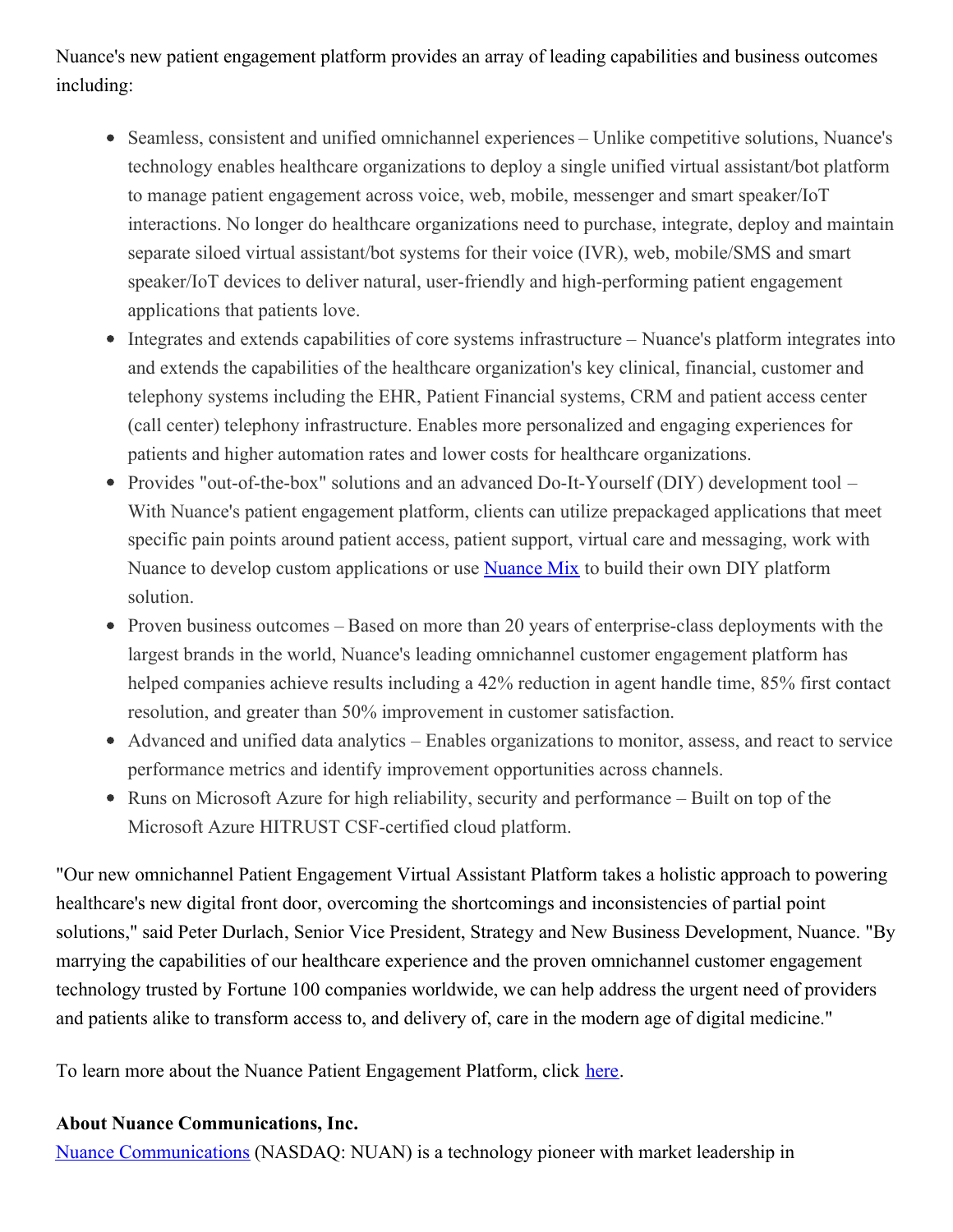Nuance's new patient engagement platform provides an array of leading capabilities and business outcomes including:

- Seamless, consistent and unified omnichannel experiences – Unlike competitive solutions, Nuance's technology enables healthcare organizations to deploy a single unified virtual assistant/bot platform to manage patient engagement across voice, web, mobile, messenger and smart speaker/IoT interactions. No longer do healthcare organizations need to purchase, integrate, deploy and maintain separate siloed virtual assistant/bot systems for their voice (IVR), web, mobile/SMS and smart speaker/IoT devices to deliver natural, user-friendly and high-performing patient engagement applications that patients love.
- Integrates and extends capabilities of core systems infrastructure – Nuance's platform integrates into and extends the capabilities of the healthcare organization's key clinical, financial, customer and telephony systems including the EHR, Patient Financial systems, CRM and patient access center (call center) telephony infrastructure. Enables more personalized and engaging experiences for patients and higher automation rates and lower costs for healthcare organizations.
- Provides "out-of-the-box" solutions and an advanced Do-It-Yourself (DIY) development tool – With Nuance's patient engagement platform, clients can utilize prepackaged applications that meet specific pain points around patient access, patient support, virtual care and messaging, work with Nuance to develop custom applications or use Nuance Mix to build their own DIY platform solution.
- Proven business outcomes – Based on more than 20 years of enterprise-class deployments with the largest brands in the world, Nuance's leading omnichannel customer engagement platform has helped companies achieve results including a 42% reduction in agent handle time, 85% first contact resolution, and greater than 50% improvement in customer satisfaction.
- Advanced and unified data analytics – Enables organizations to monitor, assess, and react to service performance metrics and identify improvement opportunities across channels.
- Runs on Microsoft Azure for high reliability, security and performance – Built on top of the Microsoft Azure HITRUST CSF-certified cloud platform.

"Our new omnichannel Patient Engagement Virtual Assistant Platform takes a holistic approach to powering healthcare's new digital front door, overcoming the shortcomings and inconsistencies of partial point solutions," said Peter Durlach, Senior Vice President, Strategy and New Business Development, Nuance. "By marrying the capabilities of our healthcare experience and the proven omnichannel customer engagement technology trusted by Fortune 100 companies worldwide, we can help address the urgent need of providers and patients alike to transform access to, and delivery of, care in the modern age of digital medicine."

To learn more about the Nuance Patient Engagement Platform, click here.

**About Nuance Communications, Inc.**

Nuance Communications (NASDAQ: NUAN) is a technology pioneer with market leadership in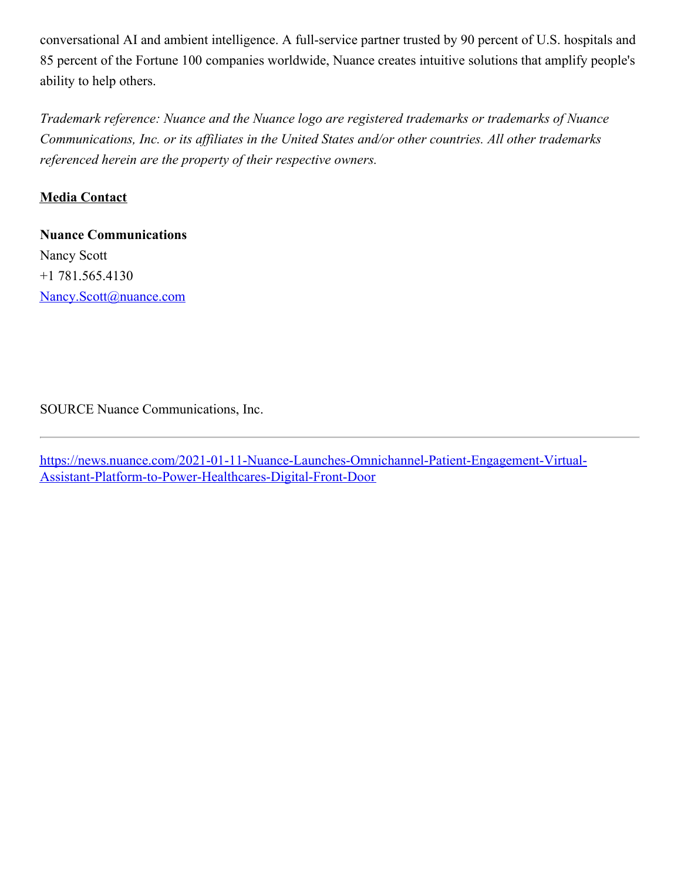conversational AI and ambient intelligence. A full-service partner trusted by 90 percent of U.S. hospitals and 85 percent of the Fortune 100 companies worldwide, Nuance creates intuitive solutions that amplify people's ability to help others.

*Trademark reference: Nuance and the Nuance logo are registered trademarks or trademarks of Nuance Communications, Inc. or its affiliates in the United States and/or other countries. All other trademarks referenced herein are the property of their respective owners.*

**Media Contact**

**Nuance Communications**
Nancy Scott
+1 781.565.4130
Nancy.Scott@nuance.com

SOURCE Nuance Communications, Inc.

---

https://news.nuance.com/2021-01-11-Nuance-Launches-Omnichannel-Patient-Engagement-Virtual-Assistant-Platform-to-Power-Healthcares-Digital-Front-Door